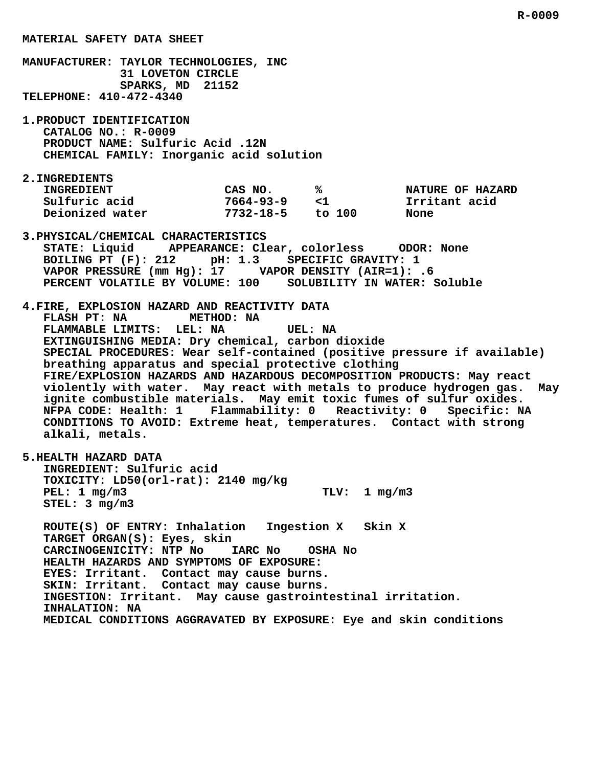# MATERIAL SAFETY DATA SHEET

**MANUFACTURER:** TAYLOR TECHNOLOGIES, INC
31 LOVETON CIRCLE
SPARKS, MD 21152
**TELEPHONE:** 410-472-4340

## 1. PRODUCT IDENTIFICATION

CATALOG NO.: R-0009
PRODUCT NAME: Sulfuric Acid .12N
CHEMICAL FAMILY: Inorganic acid solution

## 2. INGREDIENTS

| INGREDIENT | CAS NO. | % | NATURE OF HAZARD |
|---|---|---|---|
| Sulfuric acid | 7664-93-9 | <1 | Irritant acid |
| Deionized water | 7732-18-5 | to 100 | None |

## 3. PHYSICAL/CHEMICAL CHARACTERISTICS

STATE: Liquid APPEARANCE: Clear, colorless ODOR: None
BOILING PT (F): 212 pH: 1.3 SPECIFIC GRAVITY: 1
VAPOR PRESSURE (mm Hg): 17 VAPOR DENSITY (AIR=1): .6
PERCENT VOLATILE BY VOLUME: 100 SOLUBILITY IN WATER: Soluble

## 4. FIRE, EXPLOSION HAZARD AND REACTIVITY DATA

FLASH PT: NA METHOD: NA
FLAMMABLE LIMITS: LEL: NA UEL: NA
EXTINGUISHING MEDIA: Dry chemical, carbon dioxide
SPECIAL PROCEDURES: Wear self-contained (positive pressure if available) breathing apparatus and special protective clothing
FIRE/EXPLOSION HAZARDS AND HAZARDOUS DECOMPOSITION PRODUCTS: May react violently with water. May react with metals to produce hydrogen gas. May ignite combustible materials. May emit toxic fumes of sulfur oxides.
NFPA CODE: Health: 1 Flammability: 0 Reactivity: 0 Specific: NA
CONDITIONS TO AVOID: Extreme heat, temperatures. Contact with strong alkali, metals.

## 5. HEALTH HAZARD DATA

INGREDIENT: Sulfuric acid
TOXICITY: LD50(orl-rat): 2140 mg/kg
PEL: 1 mg/m3 TLV: 1 mg/m3
STEL: 3 mg/m3

ROUTE(S) OF ENTRY: Inhalation Ingestion X Skin X
TARGET ORGAN(S): Eyes, skin
CARCINOGENICITY: NTP No IARC No OSHA No
HEALTH HAZARDS AND SYMPTOMS OF EXPOSURE:
EYES: Irritant. Contact may cause burns.
SKIN: Irritant. Contact may cause burns.
INGESTION: Irritant. May cause gastrointestinal irritation.
INHALATION: NA
MEDICAL CONDITIONS AGGRAVATED BY EXPOSURE: Eye and skin conditions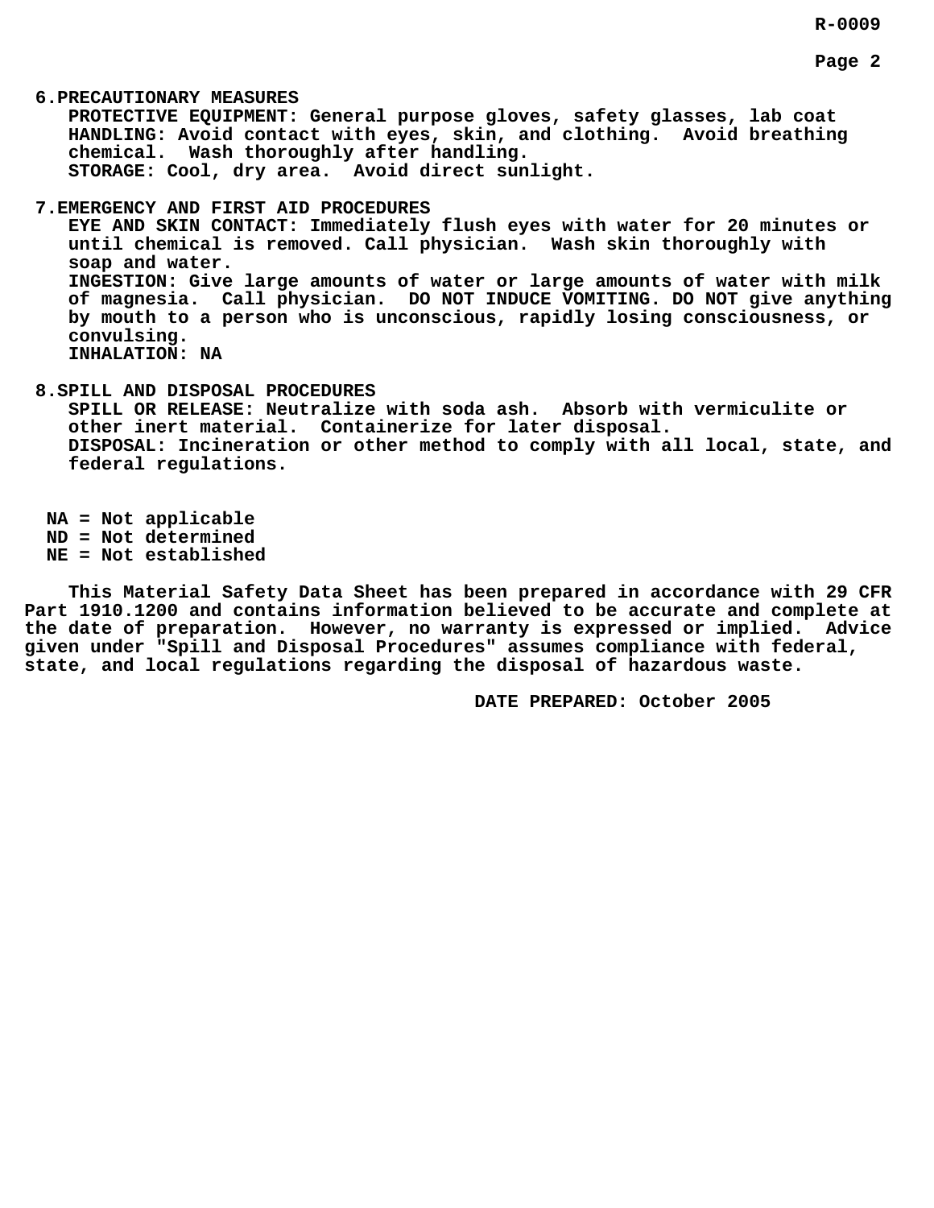## 6. PRECAUTIONARY MEASURES

**PROTECTIVE EQUIPMENT:** General purpose gloves, safety glasses, lab coat
**HANDLING:** Avoid contact with eyes, skin, and clothing. Avoid breathing chemical. Wash thoroughly after handling.
**STORAGE:** Cool, dry area. Avoid direct sunlight.

## 7. EMERGENCY AND FIRST AID PROCEDURES

**EYE AND SKIN CONTACT:** Immediately flush eyes with water for 20 minutes or until chemical is removed. Call physician. Wash skin thoroughly with soap and water.
**INGESTION:** Give large amounts of water or large amounts of water with milk of magnesia. Call physician. DO NOT INDUCE VOMITING. DO NOT give anything by mouth to a person who is unconscious, rapidly losing consciousness, or convulsing.
**INHALATION:** NA

## 8. SPILL AND DISPOSAL PROCEDURES

**SPILL OR RELEASE:** Neutralize with soda ash. Absorb with vermiculite or other inert material. Containerize for later disposal.
**DISPOSAL:** Incineration or other method to comply with all local, state, and federal regulations.

NA = Not applicable
ND = Not determined
NE = Not established

This Material Safety Data Sheet has been prepared in accordance with 29 CFR Part 1910.1200 and contains information believed to be accurate and complete at the date of preparation. However, no warranty is expressed or implied. Advice given under "Spill and Disposal Procedures" assumes compliance with federal, state, and local regulations regarding the disposal of hazardous waste.

**DATE PREPARED: October 2005**